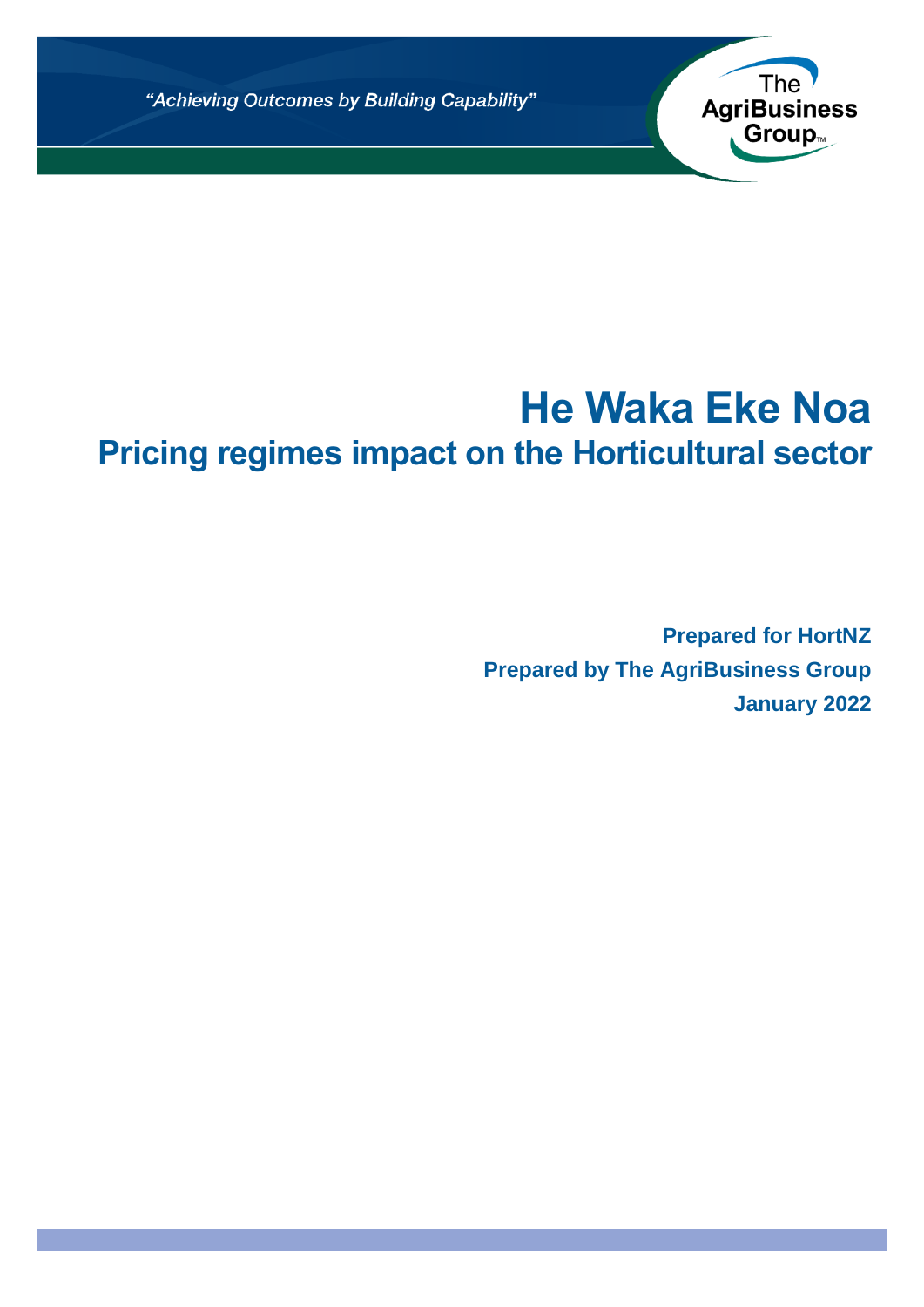"Achieving Outcomes by Building Capability"

The AgriBusiness Group

# He Waka Eke Noa

## Pricing regimes impact on the Horticultural sector

**Prepared for HortNZ**

**Prepared by The AgriBusiness Group**

**January 2022**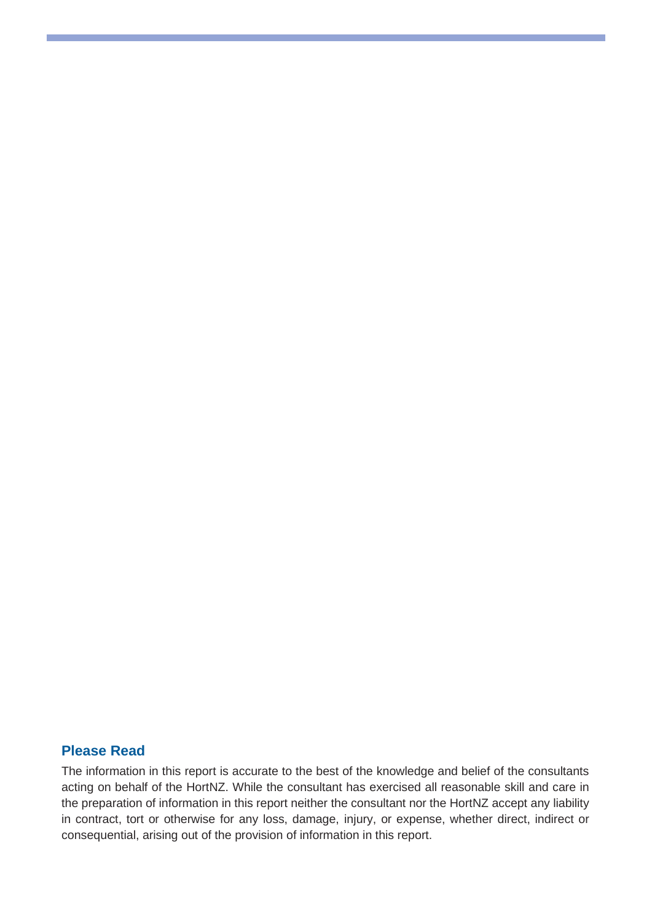## Please Read

The information in this report is accurate to the best of the knowledge and belief of the consultants acting on behalf of the HortNZ. While the consultant has exercised all reasonable skill and care in the preparation of information in this report neither the consultant nor the HortNZ accept any liability in contract, tort or otherwise for any loss, damage, injury, or expense, whether direct, indirect or consequential, arising out of the provision of information in this report.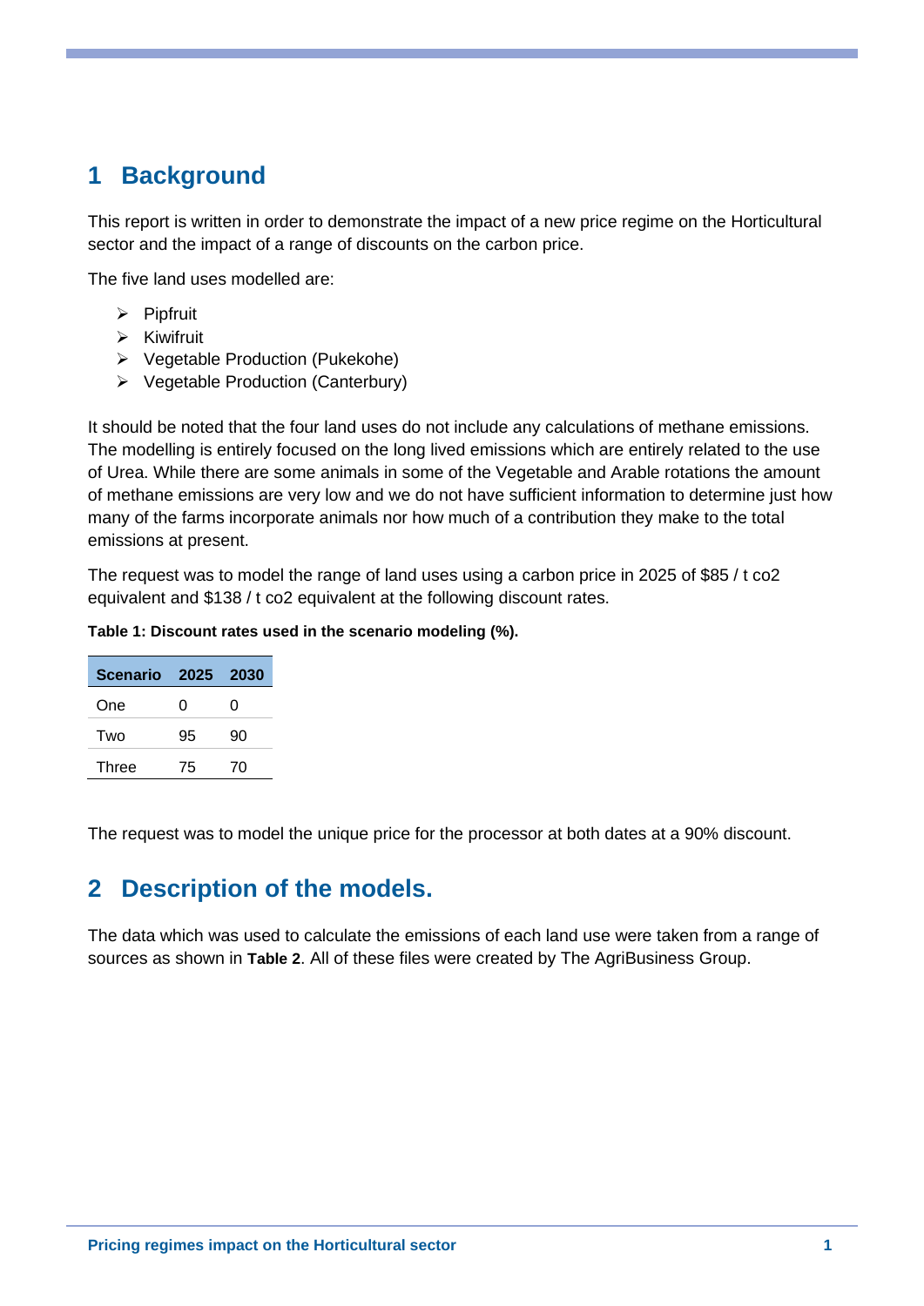# 1 Background

This report is written in order to demonstrate the impact of a new price regime on the Horticultural sector and the impact of a range of discounts on the carbon price.

The five land uses modelled are:

- Pipfruit
- Kiwifruit
- Vegetable Production (Pukekohe)
- Vegetable Production (Canterbury)

It should be noted that the four land uses do not include any calculations of methane emissions. The modelling is entirely focused on the long lived emissions which are entirely related to the use of Urea. While there are some animals in some of the Vegetable and Arable rotations the amount of methane emissions are very low and we do not have sufficient information to determine just how many of the farms incorporate animals nor how much of a contribution they make to the total emissions at present.

The request was to model the range of land uses using a carbon price in 2025 of $85 / t co2 equivalent and $138 / t co2 equivalent at the following discount rates.

**Table 1: Discount rates used in the scenario modeling (%).**

| Scenario | 2025 | 2030 |
|---|---|---|
| One | 0 | 0 |
| Two | 95 | 90 |
| Three | 75 | 70 |

The request was to model the unique price for the processor at both dates at a 90% discount.

# 2 Description of the models.

The data which was used to calculate the emissions of each land use were taken from a range of sources as shown in **Table 2**. All of these files were created by The AgriBusiness Group.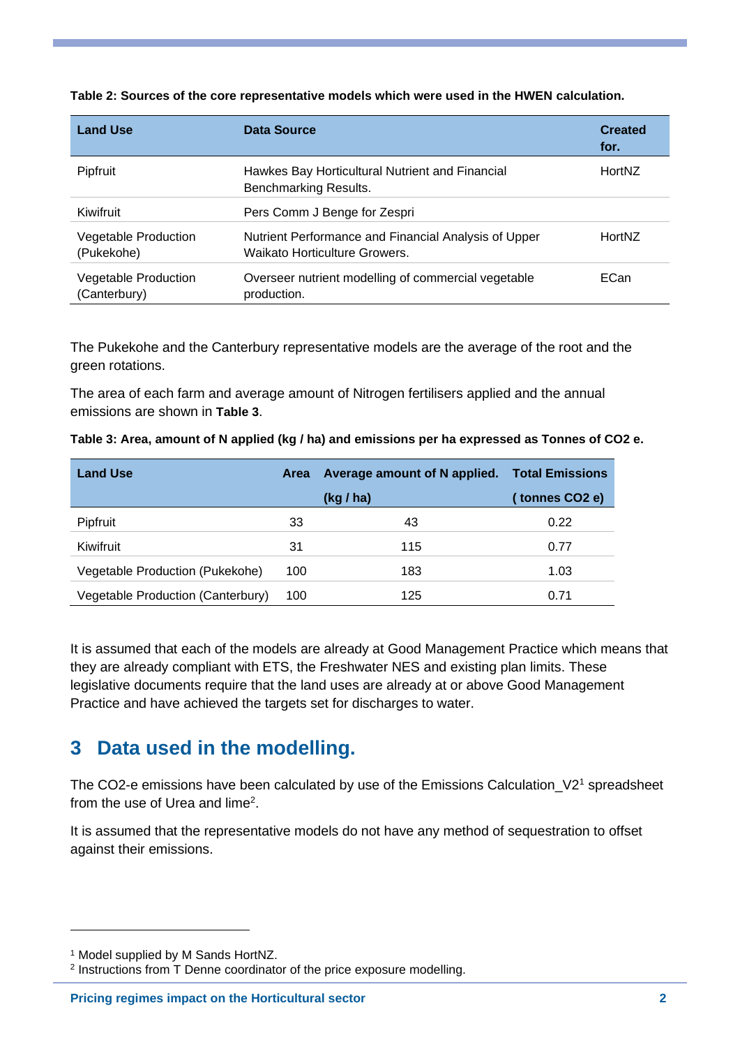**Table 2: Sources of the core representative models which were used in the HWEN calculation.**

| Land Use | Data Source | Created for. |
|---|---|---|
| Pipfruit | Hawkes Bay Horticultural Nutrient and Financial Benchmarking Results. | HortNZ |
| Kiwifruit | Pers Comm J Benge for Zespri | |
| Vegetable Production (Pukekohe) | Nutrient Performance and Financial Analysis of Upper Waikato Horticulture Growers. | HortNZ |
| Vegetable Production (Canterbury) | Overseer nutrient modelling of commercial vegetable production. | ECan |

The Pukekohe and the Canterbury representative models are the average of the root and the green rotations.

The area of each farm and average amount of Nitrogen fertilisers applied and the annual emissions are shown in **Table 3**.

**Table 3: Area, amount of N applied (kg / ha) and emissions per ha expressed as Tonnes of CO2 e.**

| Land Use | Area | Average amount of N applied. (kg / ha) | Total Emissions ( tonnes CO2 e) |
|---|---|---|---|
| Pipfruit | 33 | 43 | 0.22 |
| Kiwifruit | 31 | 115 | 0.77 |
| Vegetable Production (Pukekohe) | 100 | 183 | 1.03 |
| Vegetable Production (Canterbury) | 100 | 125 | 0.71 |

It is assumed that each of the models are already at Good Management Practice which means that they are already compliant with ETS, the Freshwater NES and existing plan limits. These legislative documents require that the land uses are already at or above Good Management Practice and have achieved the targets set for discharges to water.

## 3 Data used in the modelling.

The CO2-e emissions have been calculated by use of the Emissions Calculation_V2[1] spreadsheet from the use of Urea and lime[2].

It is assumed that the representative models do not have any method of sequestration to offset against their emissions.

---

[1] Model supplied by M Sands HortNZ.

[2] Instructions from T Denne coordinator of the price exposure modelling.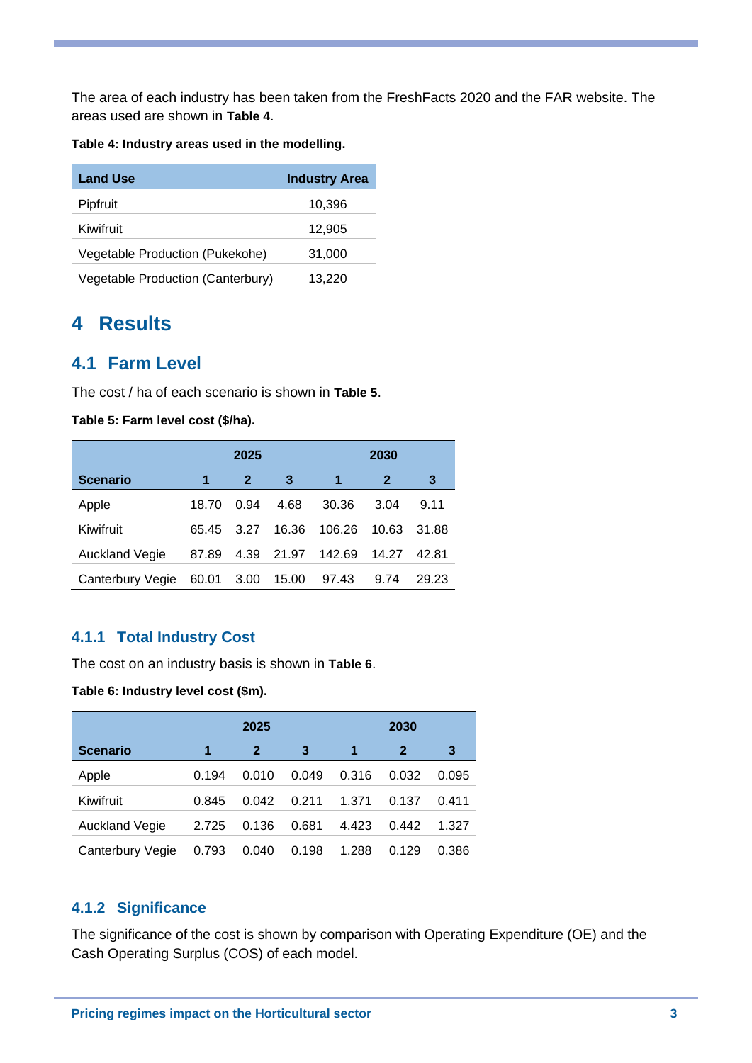The area of each industry has been taken from the FreshFacts 2020 and the FAR website. The areas used are shown in **Table 4**.

**Table 4: Industry areas used in the modelling.**

| Land Use | Industry Area |
|---|---|
| Pipfruit | 10,396 |
| Kiwifruit | 12,905 |
| Vegetable Production (Pukekohe) | 31,000 |
| Vegetable Production (Canterbury) | 13,220 |

# 4 Results

## 4.1 Farm Level

The cost / ha of each scenario is shown in **Table 5**.

**Table 5: Farm level cost ($/ha).**

| | 2025 | | | 2030 | | |
|---|---|---|---|---|---|---|
| **Scenario** | **1** | **2** | **3** | **1** | **2** | **3** |
| Apple | 18.70 | 0.94 | 4.68 | 30.36 | 3.04 | 9.11 |
| Kiwifruit | 65.45 | 3.27 | 16.36 | 106.26 | 10.63 | 31.88 |
| Auckland Vegie | 87.89 | 4.39 | 21.97 | 142.69 | 14.27 | 42.81 |
| Canterbury Vegie | 60.01 | 3.00 | 15.00 | 97.43 | 9.74 | 29.23 |

### 4.1.1 Total Industry Cost

The cost on an industry basis is shown in **Table 6**.

**Table 6: Industry level cost ($m).**

| | 2025 | | | 2030 | | |
|---|---|---|---|---|---|---|
| **Scenario** | **1** | **2** | **3** | **1** | **2** | **3** |
| Apple | 0.194 | 0.010 | 0.049 | 0.316 | 0.032 | 0.095 |
| Kiwifruit | 0.845 | 0.042 | 0.211 | 1.371 | 0.137 | 0.411 |
| Auckland Vegie | 2.725 | 0.136 | 0.681 | 4.423 | 0.442 | 1.327 |
| Canterbury Vegie | 0.793 | 0.040 | 0.198 | 1.288 | 0.129 | 0.386 |

### 4.1.2 Significance

The significance of the cost is shown by comparison with Operating Expenditure (OE) and the Cash Operating Surplus (COS) of each model.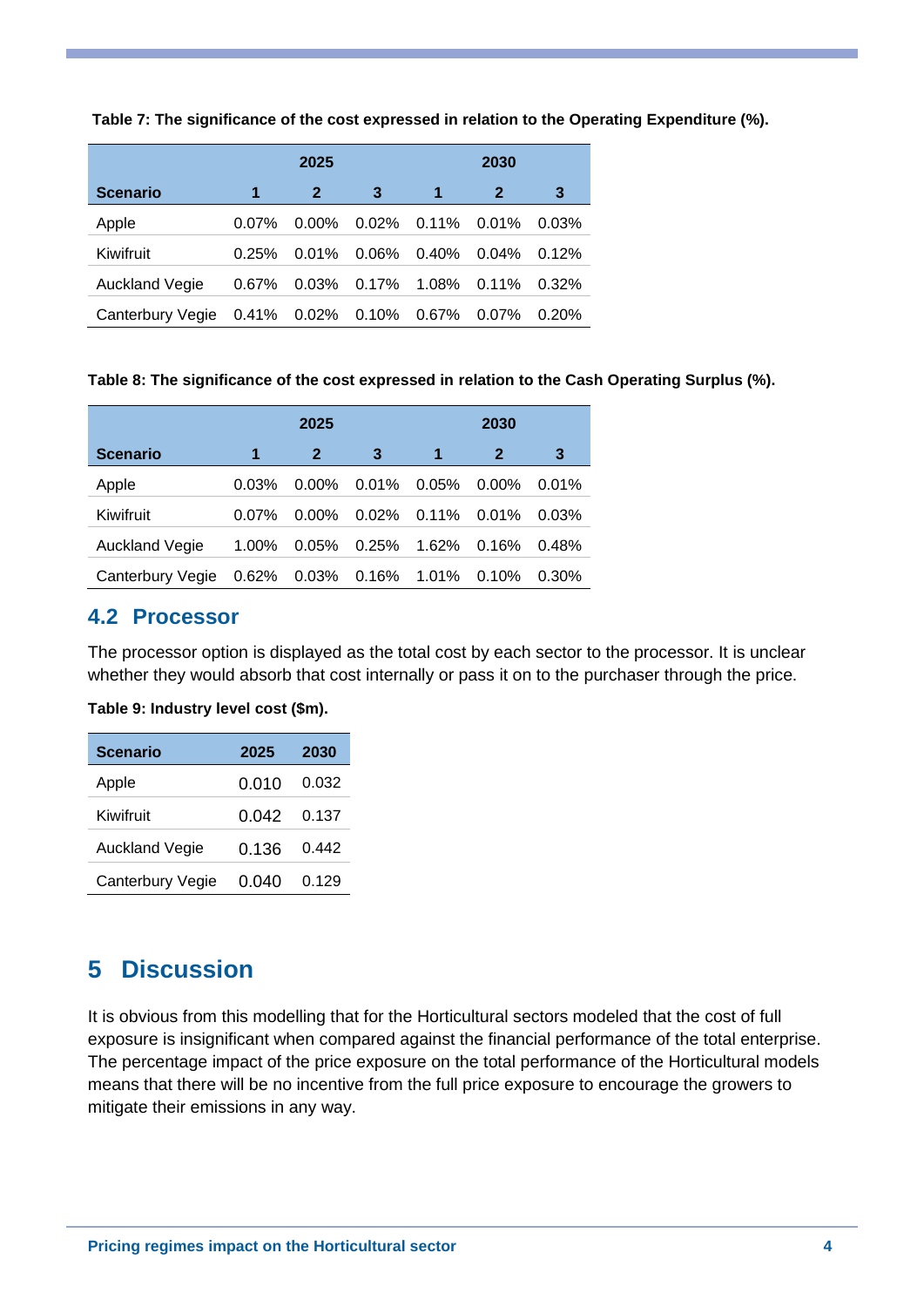**Table 7: The significance of the cost expressed in relation to the Operating Expenditure (%).**

| | 2025 | | | 2030 | | |
|---|---|---|---|---|---|---|
| **Scenario** | **1** | **2** | **3** | **1** | **2** | **3** |
| Apple | 0.07% | 0.00% | 0.02% | 0.11% | 0.01% | 0.03% |
| Kiwifruit | 0.25% | 0.01% | 0.06% | 0.40% | 0.04% | 0.12% |
| Auckland Vegie | 0.67% | 0.03% | 0.17% | 1.08% | 0.11% | 0.32% |
| Canterbury Vegie | 0.41% | 0.02% | 0.10% | 0.67% | 0.07% | 0.20% |

**Table 8: The significance of the cost expressed in relation to the Cash Operating Surplus (%).**

| | 2025 | | | 2030 | | |
|---|---|---|---|---|---|---|
| **Scenario** | **1** | **2** | **3** | **1** | **2** | **3** |
| Apple | 0.03% | 0.00% | 0.01% | 0.05% | 0.00% | 0.01% |
| Kiwifruit | 0.07% | 0.00% | 0.02% | 0.11% | 0.01% | 0.03% |
| Auckland Vegie | 1.00% | 0.05% | 0.25% | 1.62% | 0.16% | 0.48% |
| Canterbury Vegie | 0.62% | 0.03% | 0.16% | 1.01% | 0.10% | 0.30% |

## 4.2 Processor

The processor option is displayed as the total cost by each sector to the processor. It is unclear whether they would absorb that cost internally or pass it on to the purchaser through the price.

**Table 9: Industry level cost ($m).**

| Scenario | 2025 | 2030 |
|---|---|---|
| Apple | 0.010 | 0.032 |
| Kiwifruit | 0.042 | 0.137 |
| Auckland Vegie | 0.136 | 0.442 |
| Canterbury Vegie | 0.040 | 0.129 |

# 5 Discussion

It is obvious from this modelling that for the Horticultural sectors modeled that the cost of full exposure is insignificant when compared against the financial performance of the total enterprise. The percentage impact of the price exposure on the total performance of the Horticultural models means that there will be no incentive from the full price exposure to encourage the growers to mitigate their emissions in any way.